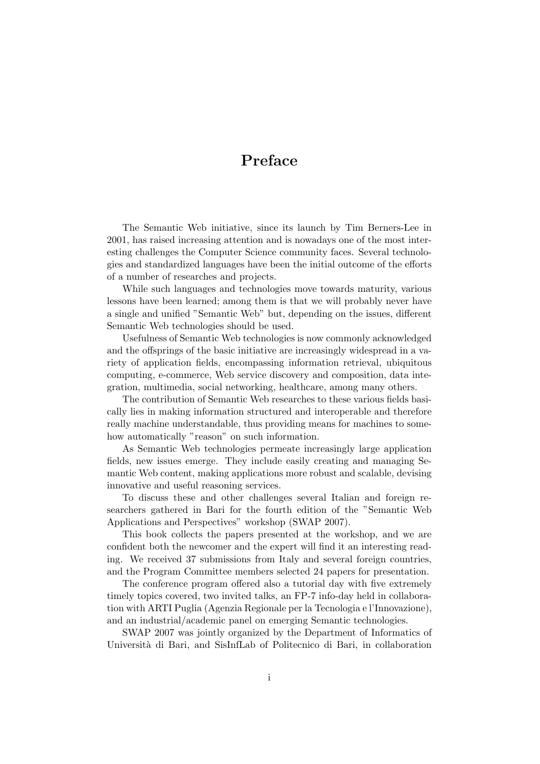# Preface

The Semantic Web initiative, since its launch by Tim Berners-Lee in 2001, has raised increasing attention and is nowadays one of the most interesting challenges the Computer Science community faces. Several technologies and standardized languages have been the initial outcome of the efforts of a number of researches and projects.

While such languages and technologies move towards maturity, various lessons have been learned; among them is that we will probably never have a single and unified "Semantic Web" but, depending on the issues, different Semantic Web technologies should be used.

Usefulness of Semantic Web technologies is now commonly acknowledged and the offsprings of the basic initiative are increasingly widespread in a variety of application fields, encompassing information retrieval, ubiquitous computing, e-commerce, Web service discovery and composition, data integration, multimedia, social networking, healthcare, among many others.

The contribution of Semantic Web researches to these various fields basically lies in making information structured and interoperable and therefore really machine understandable, thus providing means for machines to somehow automatically "reason" on such information.

As Semantic Web technologies permeate increasingly large application fields, new issues emerge. They include easily creating and managing Semantic Web content, making applications more robust and scalable, devising innovative and useful reasoning services.

To discuss these and other challenges several Italian and foreign researchers gathered in Bari for the fourth edition of the "Semantic Web Applications and Perspectives" workshop (SWAP 2007).

This book collects the papers presented at the workshop, and we are confident both the newcomer and the expert will find it an interesting reading. We received 37 submissions from Italy and several foreign countries, and the Program Committee members selected 24 papers for presentation.

The conference program offered also a tutorial day with five extremely timely topics covered, two invited talks, an FP-7 info-day held in collaboration with ARTI Puglia (Agenzia Regionale per la Tecnologia e l'Innovazione), and an industrial/academic panel on emerging Semantic technologies.

SWAP 2007 was jointly organized by the Department of Informatics of Università di Bari, and SisInfLab of Politecnico di Bari, in collaboration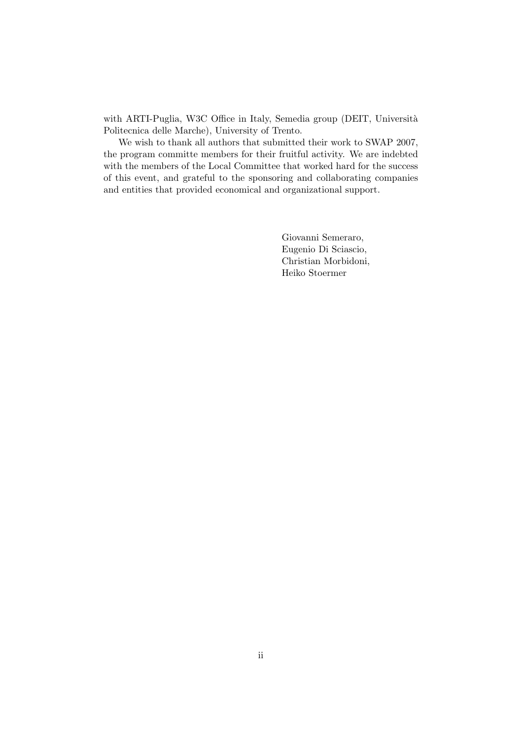with ARTI-Puglia, W3C Office in Italy, Semedia group (DEIT, Università Politecnica delle Marche), University of Trento.

We wish to thank all authors that submitted their work to SWAP 2007, the program committe members for their fruitful activity. We are indebted with the members of the Local Committee that worked hard for the success of this event, and grateful to the sponsoring and collaborating companies and entities that provided economical and organizational support.

Giovanni Semeraro,
Eugenio Di Sciascio,
Christian Morbidoni,
Heiko Stoermer